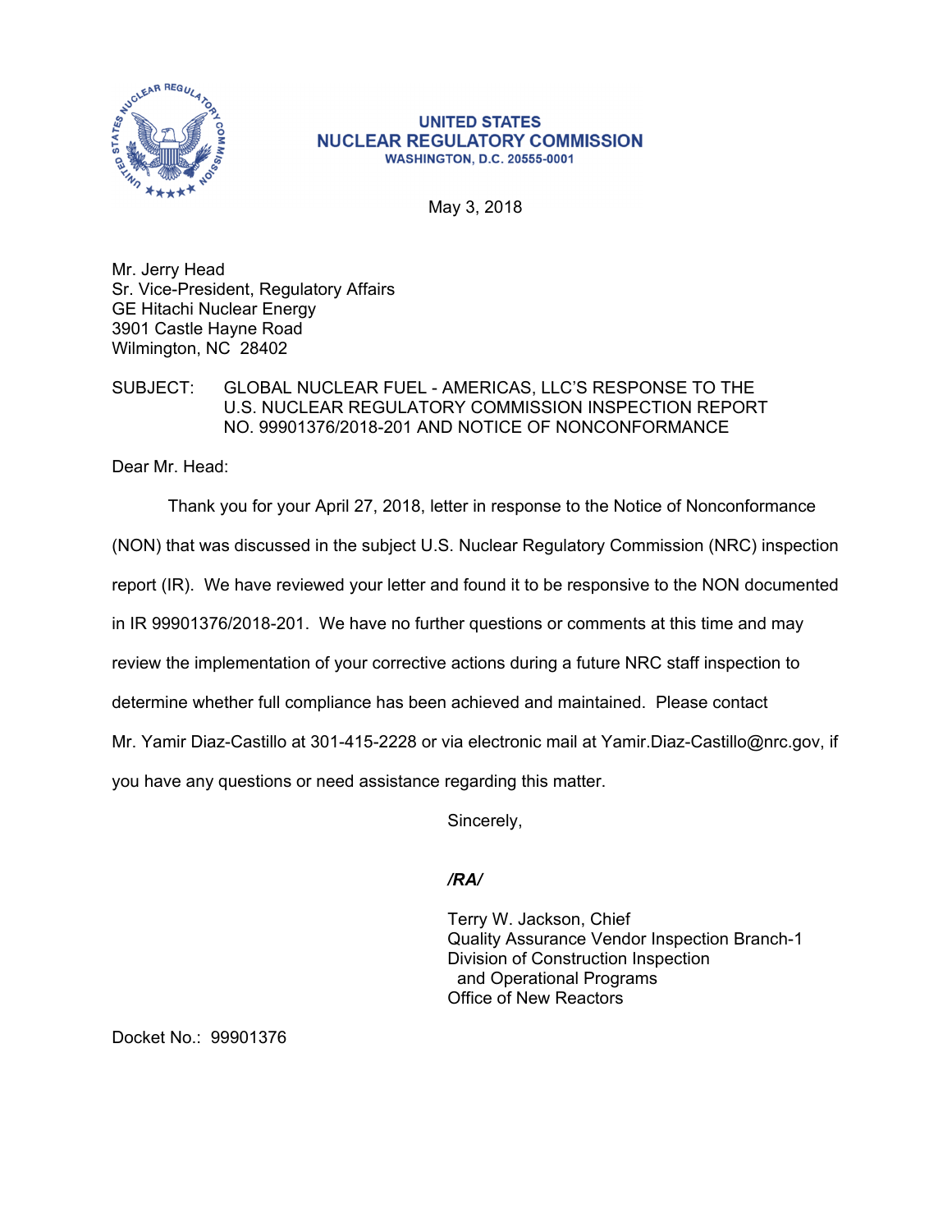**UNITED STATES**
**NUCLEAR REGULATORY COMMISSION**
**WASHINGTON, D.C. 20555-0001**

May 3, 2018

Mr. Jerry Head
Sr. Vice-President, Regulatory Affairs
GE Hitachi Nuclear Energy
3901 Castle Hayne Road
Wilmington, NC 28402

SUBJECT: GLOBAL NUCLEAR FUEL - AMERICAS, LLC'S RESPONSE TO THE U.S. NUCLEAR REGULATORY COMMISSION INSPECTION REPORT NO. 99901376/2018-201 AND NOTICE OF NONCONFORMANCE

Dear Mr. Head:

Thank you for your April 27, 2018, letter in response to the Notice of Nonconformance (NON) that was discussed in the subject U.S. Nuclear Regulatory Commission (NRC) inspection report (IR). We have reviewed your letter and found it to be responsive to the NON documented in IR 99901376/2018-201. We have no further questions or comments at this time and may review the implementation of your corrective actions during a future NRC staff inspection to determine whether full compliance has been achieved and maintained. Please contact Mr. Yamir Diaz-Castillo at 301-415-2228 or via electronic mail at Yamir.Diaz-Castillo@nrc.gov, if you have any questions or need assistance regarding this matter.

Sincerely,

*/RA/*

Terry W. Jackson, Chief
Quality Assurance Vendor Inspection Branch-1
Division of Construction Inspection
and Operational Programs
Office of New Reactors

Docket No.: 99901376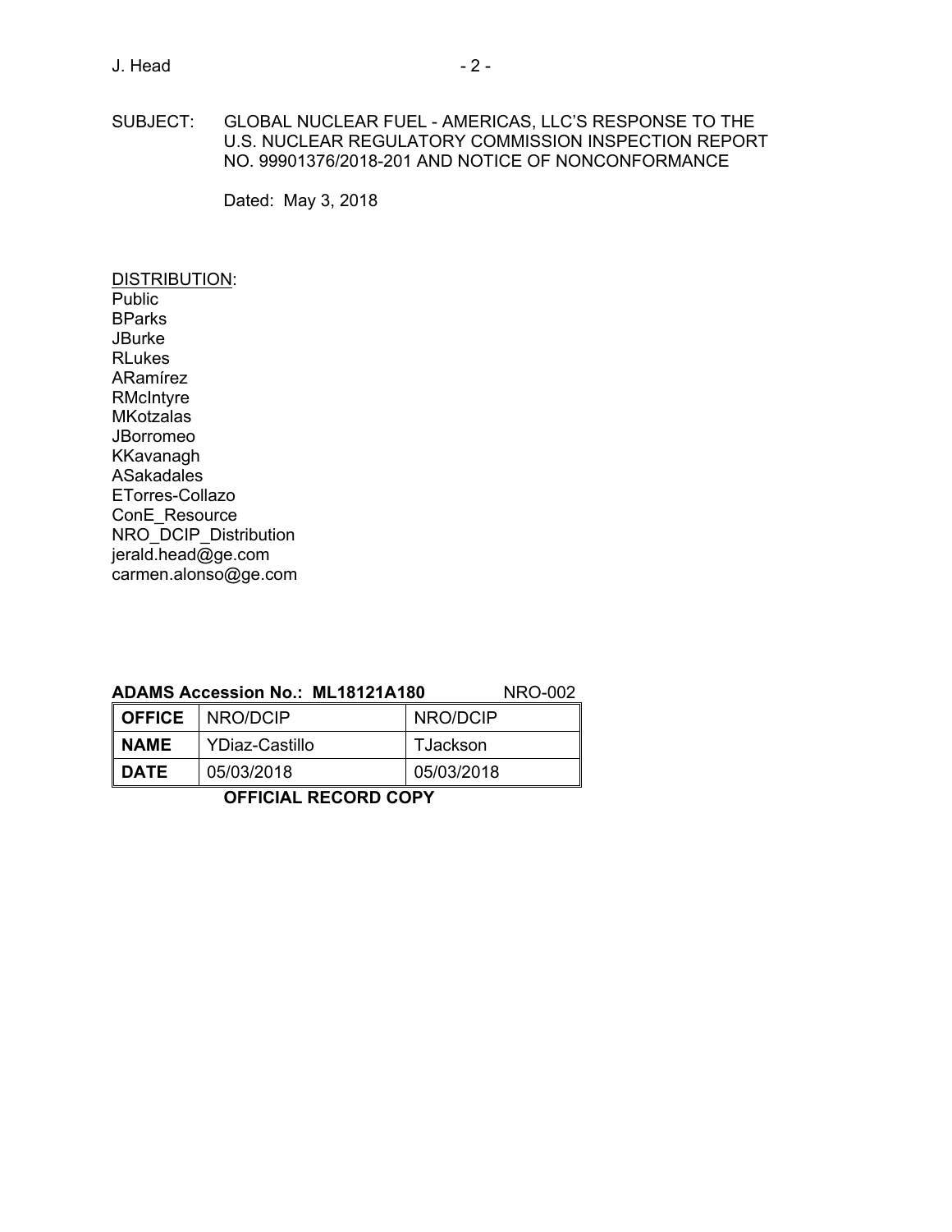SUBJECT: GLOBAL NUCLEAR FUEL - AMERICAS, LLC'S RESPONSE TO THE U.S. NUCLEAR REGULATORY COMMISSION INSPECTION REPORT NO. 99901376/2018-201 AND NOTICE OF NONCONFORMANCE

Dated: May 3, 2018

DISTRIBUTION:
Public
BParks
JBurke
RLukes
ARamírez
RMcIntyre
MKotzalas
JBorromeo
KKavanagh
ASakadales
ETorres-Collazo
ConE_Resource
NRO_DCIP_Distribution
jerald.head@ge.com
carmen.alonso@ge.com

**ADAMS Accession No.: ML18121A180** NRO-002

| **OFFICE** | NRO/DCIP | NRO/DCIP |
|---|---|---|
| **NAME** | YDiaz-Castillo | TJackson |
| **DATE** | 05/03/2018 | 05/03/2018 |

**OFFICIAL RECORD COPY**